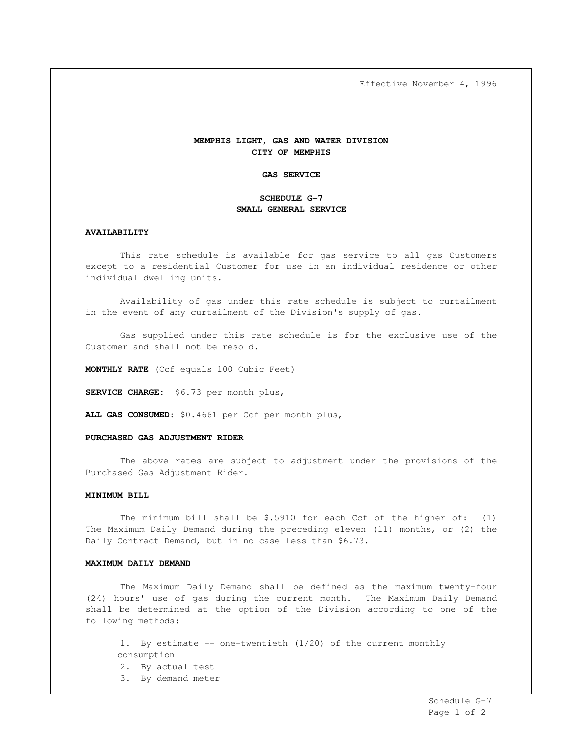Effective November 4, 1996

# MEMPHIS LIGHT, GAS AND WATER DIVISION
# CITY OF MEMPHIS

## GAS SERVICE

## SCHEDULE G-7
## SMALL GENERAL SERVICE

### AVAILABILITY

This rate schedule is available for gas service to all gas Customers except to a residential Customer for use in an individual residence or other individual dwelling units.

Availability of gas under this rate schedule is subject to curtailment in the event of any curtailment of the Division's supply of gas.

Gas supplied under this rate schedule is for the exclusive use of the Customer and shall not be resold.

**MONTHLY RATE** (Ccf equals 100 Cubic Feet)

**SERVICE CHARGE**: $6.73 per month plus,

**ALL GAS CONSUMED**: $0.4661 per Ccf per month plus,

### PURCHASED GAS ADJUSTMENT RIDER

The above rates are subject to adjustment under the provisions of the Purchased Gas Adjustment Rider.

### MINIMUM BILL

The minimum bill shall be $.5910 for each Ccf of the higher of: (1) The Maximum Daily Demand during the preceding eleven (11) months, or (2) the Daily Contract Demand, but in no case less than $6.73.

### MAXIMUM DAILY DEMAND

The Maximum Daily Demand shall be defined as the maximum twenty-four (24) hours' use of gas during the current month. The Maximum Daily Demand shall be determined at the option of the Division according to one of the following methods:

1. By estimate -- one-twentieth (1/20) of the current monthly consumption
2. By actual test
3. By demand meter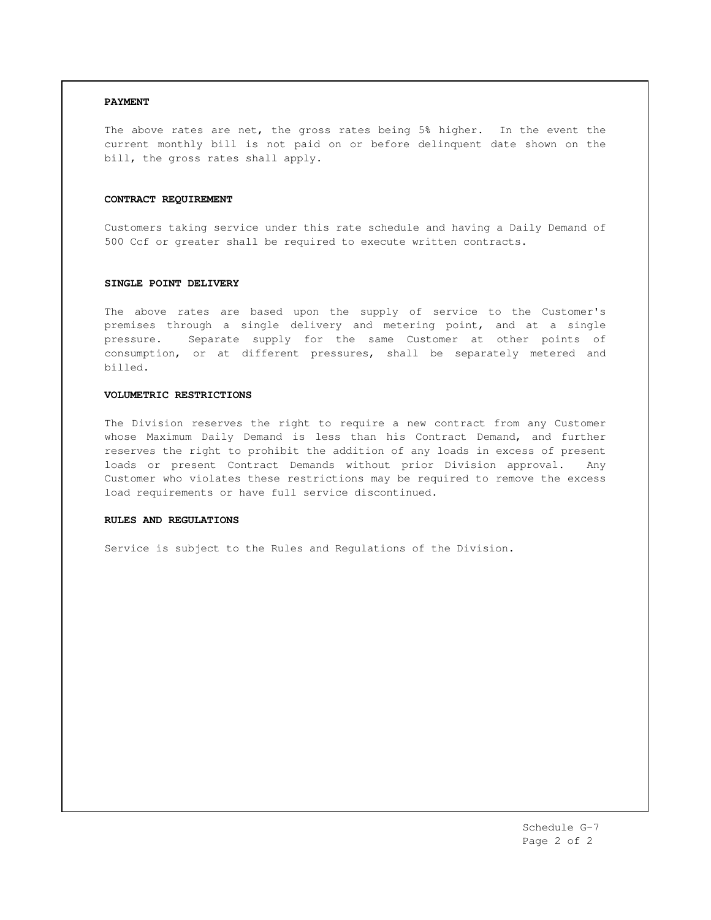**PAYMENT**

The above rates are net, the gross rates being 5% higher. In the event the current monthly bill is not paid on or before delinquent date shown on the bill, the gross rates shall apply.

**CONTRACT REQUIREMENT**

Customers taking service under this rate schedule and having a Daily Demand of 500 Ccf or greater shall be required to execute written contracts.

**SINGLE POINT DELIVERY**

The above rates are based upon the supply of service to the Customer's premises through a single delivery and metering point, and at a single pressure. Separate supply for the same Customer at other points of consumption, or at different pressures, shall be separately metered and billed.

**VOLUMETRIC RESTRICTIONS**

The Division reserves the right to require a new contract from any Customer whose Maximum Daily Demand is less than his Contract Demand, and further reserves the right to prohibit the addition of any loads in excess of present loads or present Contract Demands without prior Division approval. Any Customer who violates these restrictions may be required to remove the excess load requirements or have full service discontinued.

**RULES AND REGULATIONS**

Service is subject to the Rules and Regulations of the Division.

Schedule G-7